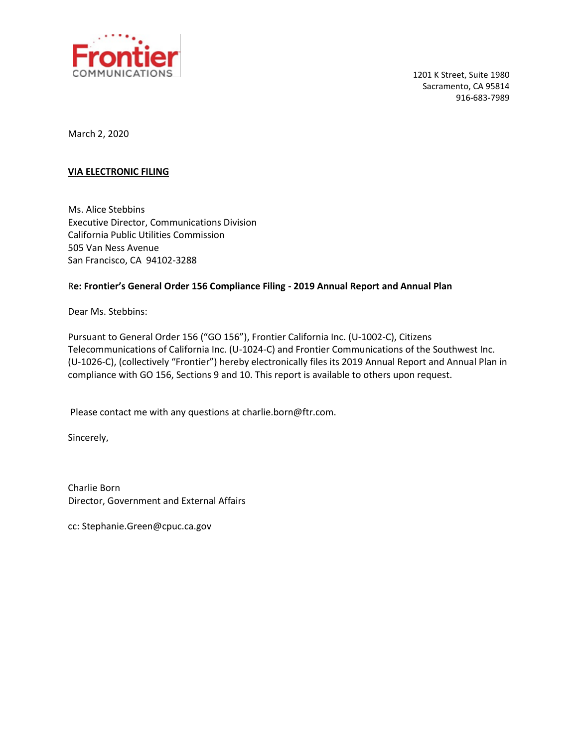Frontier
COMMUNICATIONS

1201 K Street, Suite 1980
Sacramento, CA 95814
916-683-7989

March 2, 2020

**VIA ELECTRONIC FILING**

Ms. Alice Stebbins
Executive Director, Communications Division
California Public Utilities Commission
505 Van Ness Avenue
San Francisco, CA 94102-3288

Re**: Frontier's General Order 156 Compliance Filing - 2019 Annual Report and Annual Plan**

Dear Ms. Stebbins:

Pursuant to General Order 156 ("GO 156"), Frontier California Inc. (U-1002-C), Citizens Telecommunications of California Inc. (U-1024-C) and Frontier Communications of the Southwest Inc. (U-1026-C), (collectively "Frontier") hereby electronically files its 2019 Annual Report and Annual Plan in compliance with GO 156, Sections 9 and 10. This report is available to others upon request.

Please contact me with any questions at charlie.born@ftr.com.

Sincerely,

Charlie Born
Director, Government and External Affairs

cc: Stephanie.Green@cpuc.ca.gov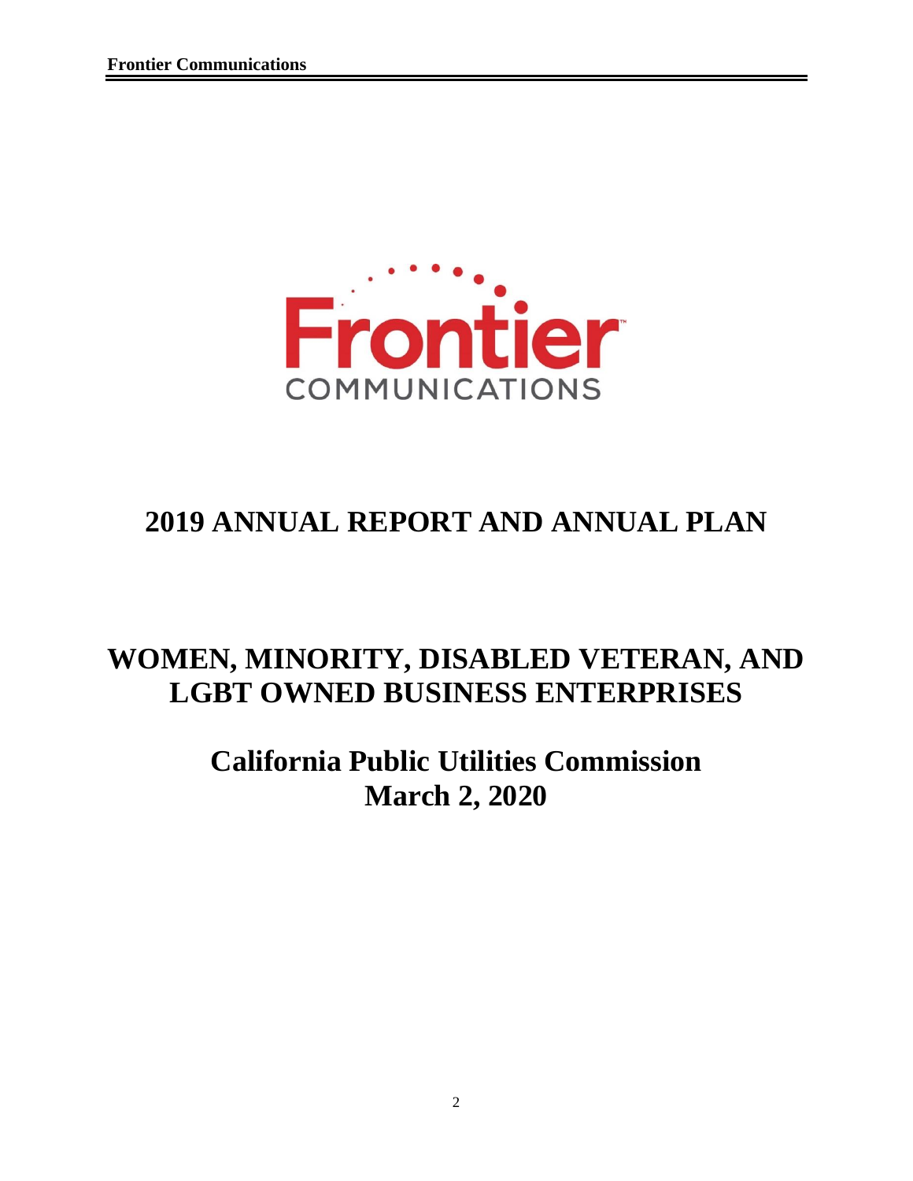# 2019 ANNUAL REPORT AND ANNUAL PLAN

# WOMEN, MINORITY, DISABLED VETERAN, AND LGBT OWNED BUSINESS ENTERPRISES

## California Public Utilities Commission
## March 2, 2020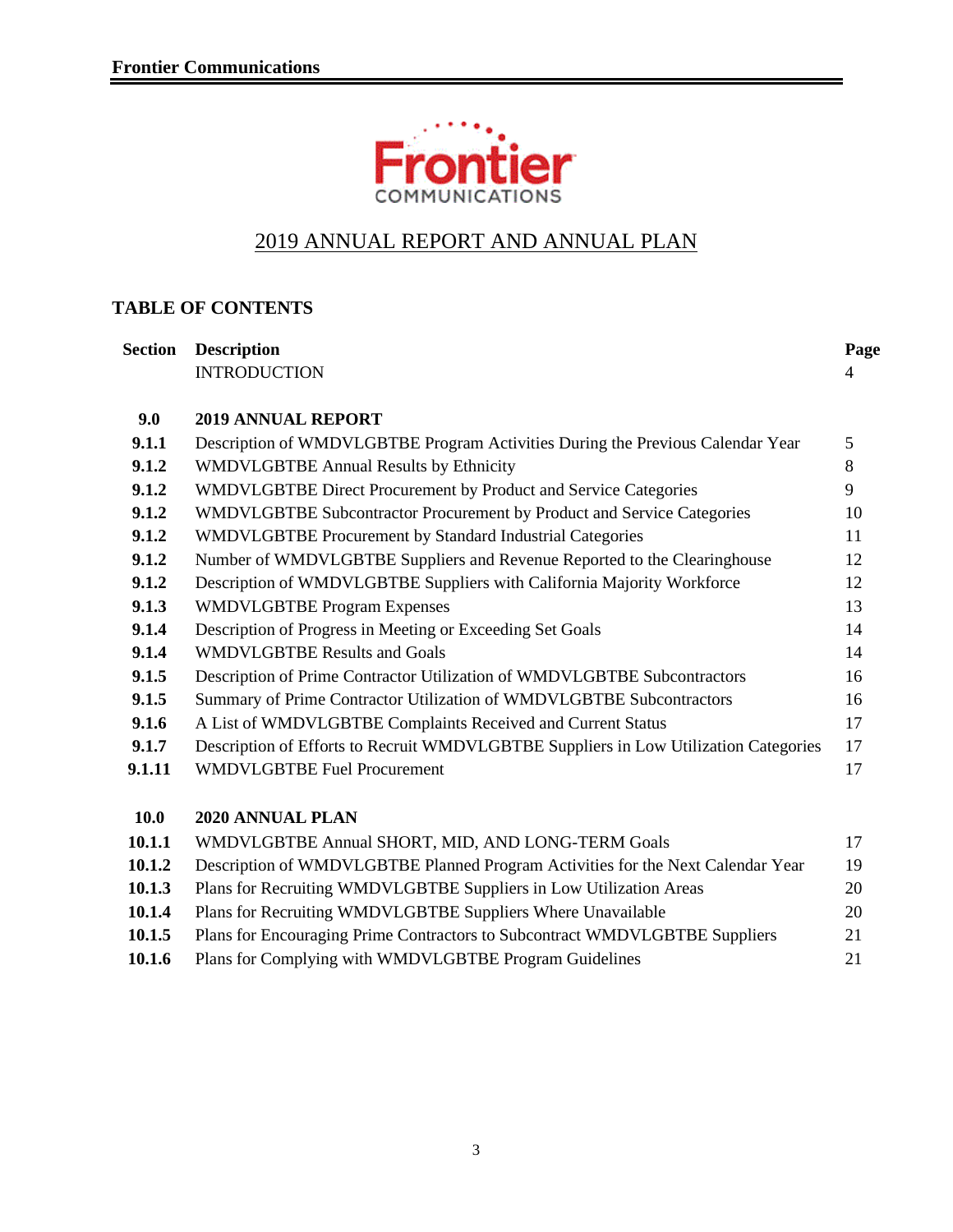Frontier Communications

# 2019 ANNUAL REPORT AND ANNUAL PLAN

## TABLE OF CONTENTS

| Section | Description | Page |
|---|---|---|
| | INTRODUCTION | 4 |
| **9.0** | **2019 ANNUAL REPORT** | |
| **9.1.1** | Description of WMDVLGBTBE Program Activities During the Previous Calendar Year | 5 |
| **9.1.2** | WMDVLGBTBE Annual Results by Ethnicity | 8 |
| **9.1.2** | WMDVLGBTBE Direct Procurement by Product and Service Categories | 9 |
| **9.1.2** | WMDVLGBTBE Subcontractor Procurement by Product and Service Categories | 10 |
| **9.1.2** | WMDVLGBTBE Procurement by Standard Industrial Categories | 11 |
| **9.1.2** | Number of WMDVLGBTBE Suppliers and Revenue Reported to the Clearinghouse | 12 |
| **9.1.2** | Description of WMDVLGBTBE Suppliers with California Majority Workforce | 12 |
| **9.1.3** | WMDVLGBTBE Program Expenses | 13 |
| **9.1.4** | Description of Progress in Meeting or Exceeding Set Goals | 14 |
| **9.1.4** | WMDVLGBTBE Results and Goals | 14 |
| **9.1.5** | Description of Prime Contractor Utilization of WMDVLGBTBE Subcontractors | 16 |
| **9.1.5** | Summary of Prime Contractor Utilization of WMDVLGBTBE Subcontractors | 16 |
| **9.1.6** | A List of WMDVLGBTBE Complaints Received and Current Status | 17 |
| **9.1.7** | Description of Efforts to Recruit WMDVLGBTBE Suppliers in Low Utilization Categories | 17 |
| **9.1.11** | WMDVLGBTBE Fuel Procurement | 17 |
| **10.0** | **2020 ANNUAL PLAN** | |
| **10.1.1** | WMDVLGBTBE Annual SHORT, MID, AND LONG-TERM Goals | 17 |
| **10.1.2** | Description of WMDVLGBTBE Planned Program Activities for the Next Calendar Year | 19 |
| **10.1.3** | Plans for Recruiting WMDVLGBTBE Suppliers in Low Utilization Areas | 20 |
| **10.1.4** | Plans for Recruiting WMDVLGBTBE Suppliers Where Unavailable | 20 |
| **10.1.5** | Plans for Encouraging Prime Contractors to Subcontract WMDVLGBTBE Suppliers | 21 |
| **10.1.6** | Plans for Complying with WMDVLGBTBE Program Guidelines | 21 |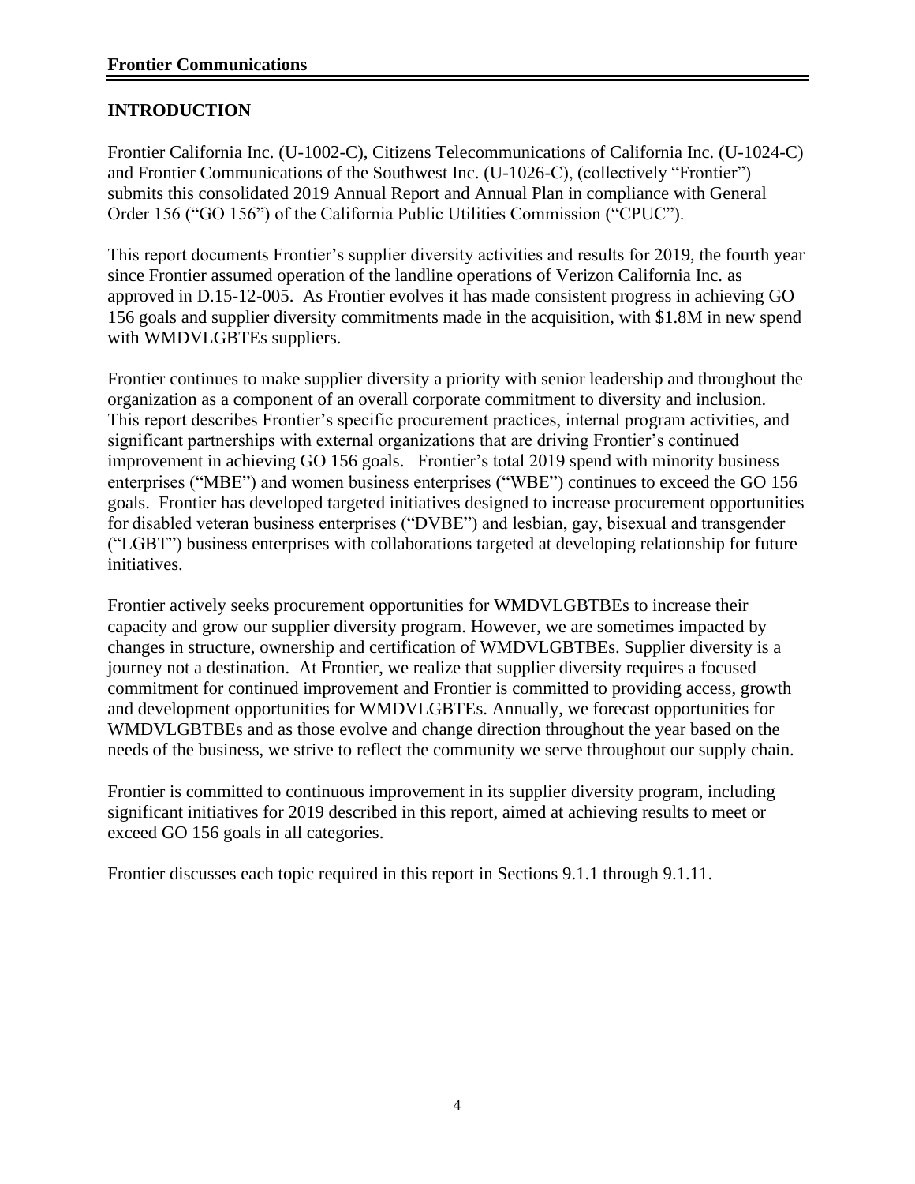## INTRODUCTION

Frontier California Inc. (U-1002-C), Citizens Telecommunications of California Inc. (U-1024-C) and Frontier Communications of the Southwest Inc. (U-1026-C), (collectively "Frontier") submits this consolidated 2019 Annual Report and Annual Plan in compliance with General Order 156 ("GO 156") of the California Public Utilities Commission ("CPUC").

This report documents Frontier's supplier diversity activities and results for 2019, the fourth year since Frontier assumed operation of the landline operations of Verizon California Inc. as approved in D.15-12-005. As Frontier evolves it has made consistent progress in achieving GO 156 goals and supplier diversity commitments made in the acquisition, with \$1.8M in new spend with WMDVLGBTEs suppliers.

Frontier continues to make supplier diversity a priority with senior leadership and throughout the organization as a component of an overall corporate commitment to diversity and inclusion. This report describes Frontier's specific procurement practices, internal program activities, and significant partnerships with external organizations that are driving Frontier's continued improvement in achieving GO 156 goals. Frontier's total 2019 spend with minority business enterprises ("MBE") and women business enterprises ("WBE") continues to exceed the GO 156 goals. Frontier has developed targeted initiatives designed to increase procurement opportunities for disabled veteran business enterprises ("DVBE") and lesbian, gay, bisexual and transgender ("LGBT") business enterprises with collaborations targeted at developing relationship for future initiatives.

Frontier actively seeks procurement opportunities for WMDVLGBTBEs to increase their capacity and grow our supplier diversity program. However, we are sometimes impacted by changes in structure, ownership and certification of WMDVLGBTBEs. Supplier diversity is a journey not a destination. At Frontier, we realize that supplier diversity requires a focused commitment for continued improvement and Frontier is committed to providing access, growth and development opportunities for WMDVLGBTEs. Annually, we forecast opportunities for WMDVLGBTBEs and as those evolve and change direction throughout the year based on the needs of the business, we strive to reflect the community we serve throughout our supply chain.

Frontier is committed to continuous improvement in its supplier diversity program, including significant initiatives for 2019 described in this report, aimed at achieving results to meet or exceed GO 156 goals in all categories.

Frontier discusses each topic required in this report in Sections 9.1.1 through 9.1.11.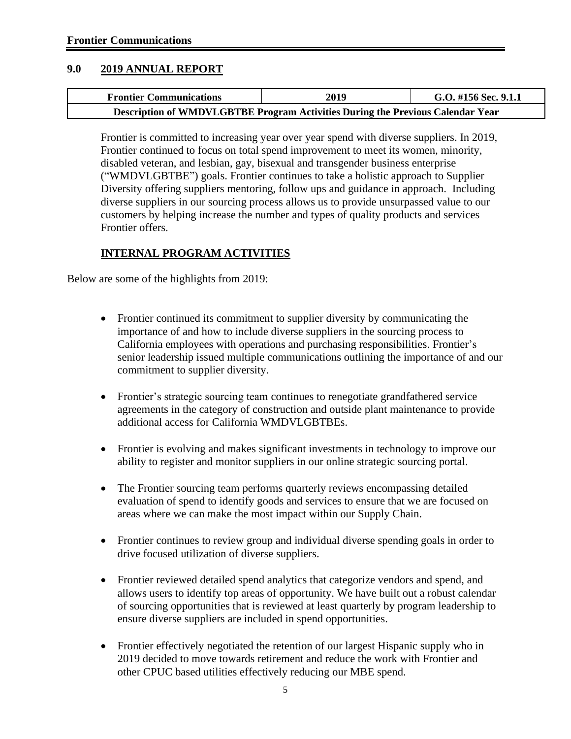## 9.0 2019 ANNUAL REPORT

| Frontier Communications | 2019 | G.O. #156 Sec. 9.1.1 |
| --- | --- | --- |
| Description of WMDVLGBTBE Program Activities During the Previous Calendar Year | | |

Frontier is committed to increasing year over year spend with diverse suppliers. In 2019, Frontier continued to focus on total spend improvement to meet its women, minority, disabled veteran, and lesbian, gay, bisexual and transgender business enterprise ("WMDVLGBTBE") goals. Frontier continues to take a holistic approach to Supplier Diversity offering suppliers mentoring, follow ups and guidance in approach. Including diverse suppliers in our sourcing process allows us to provide unsurpassed value to our customers by helping increase the number and types of quality products and services Frontier offers.

### INTERNAL PROGRAM ACTIVITIES

Below are some of the highlights from 2019:

- Frontier continued its commitment to supplier diversity by communicating the importance of and how to include diverse suppliers in the sourcing process to California employees with operations and purchasing responsibilities. Frontier's senior leadership issued multiple communications outlining the importance of and our commitment to supplier diversity.
- Frontier's strategic sourcing team continues to renegotiate grandfathered service agreements in the category of construction and outside plant maintenance to provide additional access for California WMDVLGBTBEs.
- Frontier is evolving and makes significant investments in technology to improve our ability to register and monitor suppliers in our online strategic sourcing portal.
- The Frontier sourcing team performs quarterly reviews encompassing detailed evaluation of spend to identify goods and services to ensure that we are focused on areas where we can make the most impact within our Supply Chain.
- Frontier continues to review group and individual diverse spending goals in order to drive focused utilization of diverse suppliers.
- Frontier reviewed detailed spend analytics that categorize vendors and spend, and allows users to identify top areas of opportunity. We have built out a robust calendar of sourcing opportunities that is reviewed at least quarterly by program leadership to ensure diverse suppliers are included in spend opportunities.
- Frontier effectively negotiated the retention of our largest Hispanic supply who in 2019 decided to move towards retirement and reduce the work with Frontier and other CPUC based utilities effectively reducing our MBE spend.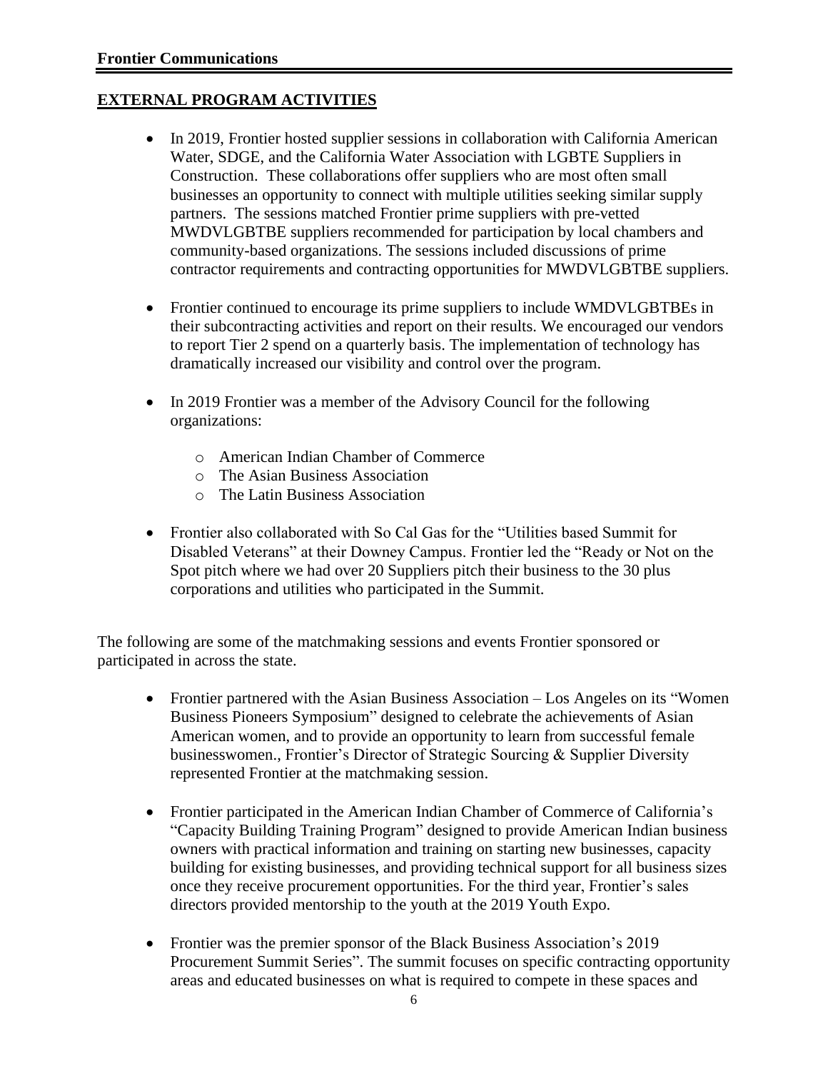## EXTERNAL PROGRAM ACTIVITIES

- In 2019, Frontier hosted supplier sessions in collaboration with California American Water, SDGE, and the California Water Association with LGBTE Suppliers in Construction. These collaborations offer suppliers who are most often small businesses an opportunity to connect with multiple utilities seeking similar supply partners. The sessions matched Frontier prime suppliers with pre-vetted MWDVLGBTBE suppliers recommended for participation by local chambers and community-based organizations. The sessions included discussions of prime contractor requirements and contracting opportunities for MWDVLGBTBE suppliers.
- Frontier continued to encourage its prime suppliers to include WMDVLGBTBEs in their subcontracting activities and report on their results. We encouraged our vendors to report Tier 2 spend on a quarterly basis. The implementation of technology has dramatically increased our visibility and control over the program.
- In 2019 Frontier was a member of the Advisory Council for the following organizations:
  - American Indian Chamber of Commerce
  - The Asian Business Association
  - The Latin Business Association
- Frontier also collaborated with So Cal Gas for the "Utilities based Summit for Disabled Veterans" at their Downey Campus. Frontier led the "Ready or Not on the Spot pitch where we had over 20 Suppliers pitch their business to the 30 plus corporations and utilities who participated in the Summit.

The following are some of the matchmaking sessions and events Frontier sponsored or participated in across the state.

- Frontier partnered with the Asian Business Association – Los Angeles on its "Women Business Pioneers Symposium" designed to celebrate the achievements of Asian American women, and to provide an opportunity to learn from successful female businesswomen., Frontier's Director of Strategic Sourcing & Supplier Diversity represented Frontier at the matchmaking session.
- Frontier participated in the American Indian Chamber of Commerce of California's "Capacity Building Training Program" designed to provide American Indian business owners with practical information and training on starting new businesses, capacity building for existing businesses, and providing technical support for all business sizes once they receive procurement opportunities. For the third year, Frontier's sales directors provided mentorship to the youth at the 2019 Youth Expo.
- Frontier was the premier sponsor of the Black Business Association's 2019 Procurement Summit Series". The summit focuses on specific contracting opportunity areas and educated businesses on what is required to compete in these spaces and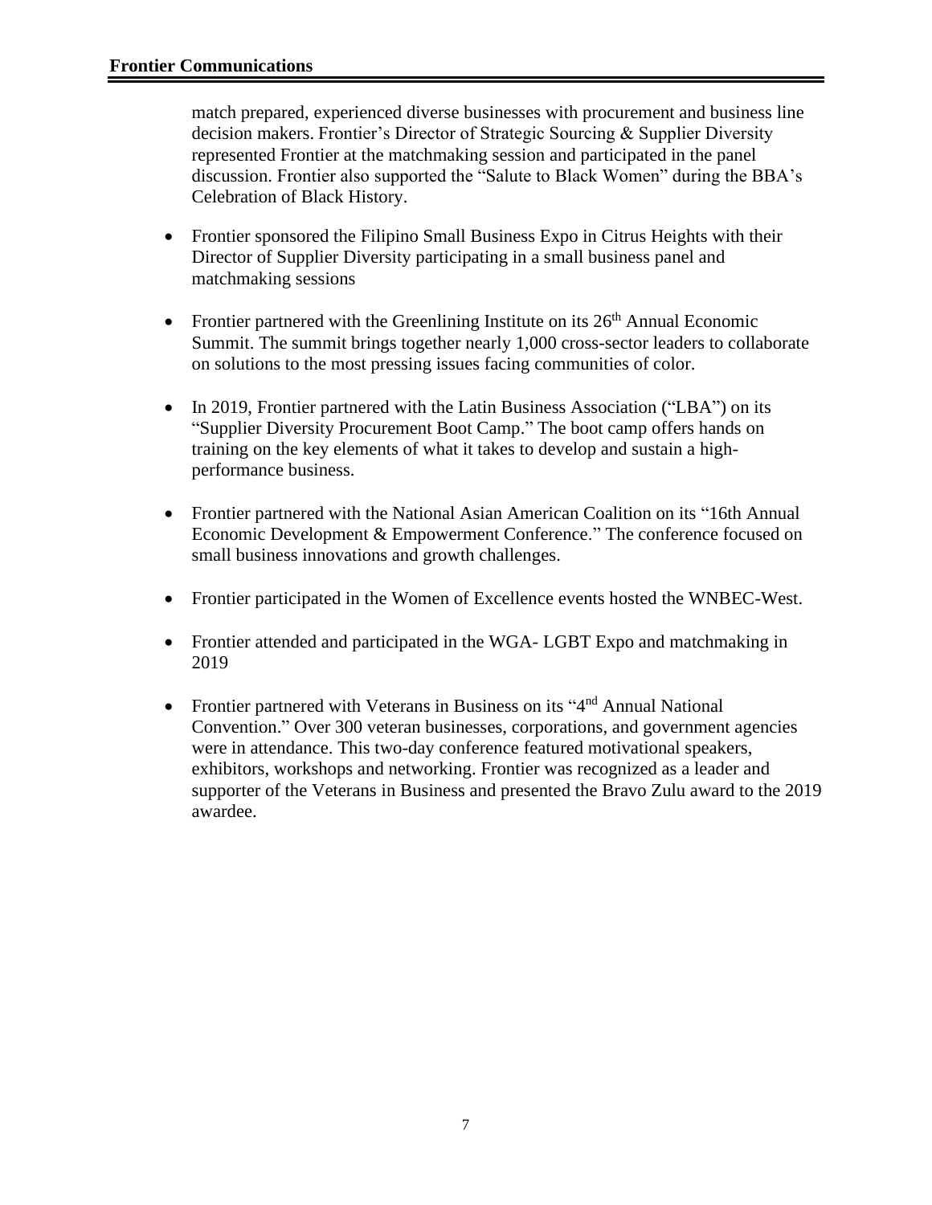match prepared, experienced diverse businesses with procurement and business line decision makers. Frontier's Director of Strategic Sourcing & Supplier Diversity represented Frontier at the matchmaking session and participated in the panel discussion. Frontier also supported the "Salute to Black Women" during the BBA's Celebration of Black History.

- Frontier sponsored the Filipino Small Business Expo in Citrus Heights with their Director of Supplier Diversity participating in a small business panel and matchmaking sessions

- Frontier partnered with the Greenlining Institute on its 26th Annual Economic Summit. The summit brings together nearly 1,000 cross-sector leaders to collaborate on solutions to the most pressing issues facing communities of color.

- In 2019, Frontier partnered with the Latin Business Association ("LBA") on its "Supplier Diversity Procurement Boot Camp." The boot camp offers hands on training on the key elements of what it takes to develop and sustain a high-performance business.

- Frontier partnered with the National Asian American Coalition on its "16th Annual Economic Development & Empowerment Conference." The conference focused on small business innovations and growth challenges.

- Frontier participated in the Women of Excellence events hosted the WNBEC-West.

- Frontier attended and participated in the WGA- LGBT Expo and matchmaking in 2019

- Frontier partnered with Veterans in Business on its "4nd Annual National Convention." Over 300 veteran businesses, corporations, and government agencies were in attendance. This two-day conference featured motivational speakers, exhibitors, workshops and networking. Frontier was recognized as a leader and supporter of the Veterans in Business and presented the Bravo Zulu award to the 2019 awardee.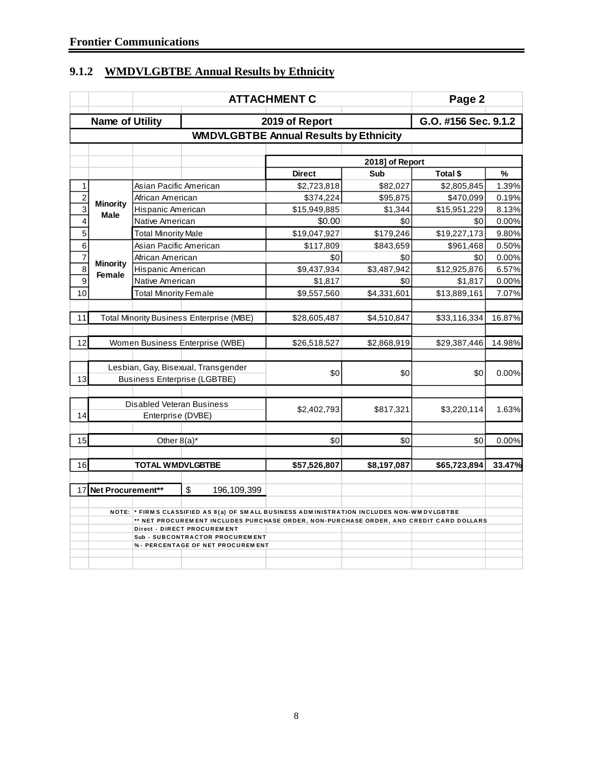## 9.1.2 WMDVLGBTBE Annual Results by Ethnicity

| | | | ATTACHMENT C | | | Page 2 | |
|---|---|---|---|---|---|---|---|
| | Name of Utility | | 2019 of Report | | | G.O. #156 Sec. 9.1.2 | |
| | WMDVLGBTBE Annual Results by Ethnicity | | | | | | |
| | | | 2018] of Report | | | | |
| | | | Direct | Sub | Total $ | % | |
| 1 | Minority Male | Asian Pacific American | $2,723,818 | $82,027 | $2,805,845 | 1.39% | |
| 2 | | African American | $374,224 | $95,875 | $470,099 | 0.19% | |
| 3 | | Hispanic American | $15,949,885 | $1,344 | $15,951,229 | 8.13% | |
| 4 | | Native American | $0.00 | $0 | $0 | 0.00% | |
| 5 | | Total Minority Male | $19,047,927 | $179,246 | $19,227,173 | 9.80% | |
| 6 | Minority Female | Asian Pacific American | $117,809 | $843,659 | $961,468 | 0.50% | |
| 7 | | African American | $0 | $0 | $0 | 0.00% | |
| 8 | | Hispanic American | $9,437,934 | $3,487,942 | $12,925,876 | 6.57% | |
| 9 | | Native American | $1,817 | $0 | $1,817 | 0.00% | |
| 10 | | Total Minority Female | $9,557,560 | $4,331,601 | $13,889,161 | 7.07% | |
| 11 | Total Minority Business Enterprise (MBE) | | $28,605,487 | $4,510,847 | $33,116,334 | 16.87% | |
| 12 | Women Business Enterprise (WBE) | | $26,518,527 | $2,868,919 | $29,387,446 | 14.98% | |
| 13 | Lesbian, Gay, Bisexual, Transgender Business Enterprise (LGBTBE) | | $0 | $0 | $0 | 0.00% | |
| 14 | Disabled Veteran Business Enterprise (DVBE) | | $2,402,793 | $817,321 | $3,220,114 | 1.63% | |
| 15 | Other 8(a)* | | $0 | $0 | $0 | 0.00% | |
| 16 | TOTAL WMDVLGBTBE | | $57,526,807 | $8,197,087 | $65,723,894 | 33.47% | |
| 17 | Net Procurement** | $ 196,109,399 | | | | | |

NOTE: * FIRMS CLASSIFIED AS 8(a) OF SMALL BUSINESS ADMINISTRATION INCLUDES NON-WMDVLGBTBE

** NET PROCUREMENT INCLUDES PURCHASE ORDER, NON-PURCHASE ORDER, AND CREDIT CARD DOLLARS

Direct - DIRECT PROCUREMENT

Sub - SUBCONTRACTOR PROCUREMENT

% - PERCENTAGE OF NET PROCUREMENT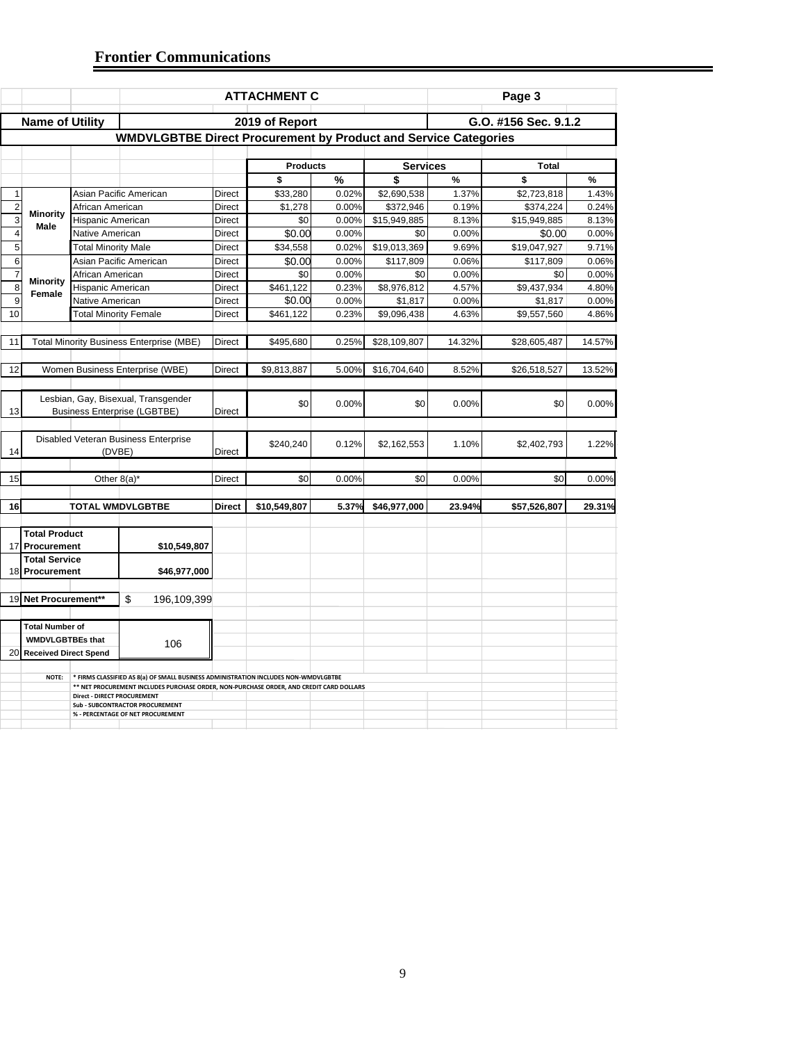## Frontier Communications

| | | | ATTACHMENT C | | | | Page 3 | |
|---|---|---|---|---|---|---|---|---|
| Name of Utility | | | 2019 of Report | | | | G.O. #156 Sec. 9.1.2 | |

**WMDVLGBTBE Direct Procurement by Product and Service Categories**

| # | | | | Products | | Services | | Total | |
|---|---|---|---|---|---|---|---|---|---|
| | | | | $ | % | $ | % | $ | % |
| 1 | Minority Male | Asian Pacific American | Direct | $33,280 | 0.02% | $2,690,538 | 1.37% | $2,723,818 | 1.43% |
| 2 | | African American | Direct | $1,278 | 0.00% | $372,946 | 0.19% | $374,224 | 0.24% |
| 3 | | Hispanic American | Direct | $0 | 0.00% | $15,949,885 | 8.13% | $15,949,885 | 8.13% |
| 4 | | Native American | Direct | $0.00 | 0.00% | $0 | 0.00% | $0.00 | 0.00% |
| 5 | | Total Minority Male | Direct | $34,558 | 0.02% | $19,013,369 | 9.69% | $19,047,927 | 9.71% |
| 6 | Minority Female | Asian Pacific American | Direct | $0.00 | 0.00% | $117,809 | 0.06% | $117,809 | 0.06% |
| 7 | | African American | Direct | $0 | 0.00% | $0 | 0.00% | $0 | 0.00% |
| 8 | | Hispanic American | Direct | $461,122 | 0.23% | $8,976,812 | 4.57% | $9,437,934 | 4.80% |
| 9 | | Native American | Direct | $0.00 | 0.00% | $1,817 | 0.00% | $1,817 | 0.00% |
| 10 | | Total Minority Female | Direct | $461,122 | 0.23% | $9,096,438 | 4.63% | $9,557,560 | 4.86% |
| 11 | Total Minority Business Enterprise (MBE) | | Direct | $495,680 | 0.25% | $28,109,807 | 14.32% | $28,605,487 | 14.57% |
| 12 | Women Business Enterprise (WBE) | | Direct | $9,813,887 | 5.00% | $16,704,640 | 8.52% | $26,518,527 | 13.52% |
| 13 | Lesbian, Gay, Bisexual, Transgender Business Enterprise (LGBTBE) | | Direct | $0 | 0.00% | $0 | 0.00% | $0 | 0.00% |
| 14 | Disabled Veteran Business Enterprise (DVBE) | | Direct | $240,240 | 0.12% | $2,162,553 | 1.10% | $2,402,793 | 1.22% |
| 15 | Other 8(a)* | | Direct | $0 | 0.00% | $0 | 0.00% | $0 | 0.00% |
| 16 | **TOTAL WMDVLGBTBE** | | **Direct** | **$10,549,807** | **5.37%** | **$46,977,000** | **23.94%** | **$57,526,807** | **29.31%** |

| # | | |
|---|---|---|
| 17 | **Total Product Procurement** | **$10,549,807** |
| 18 | **Total Service Procurement** | **$46,977,000** |
| 19 | **Net Procurement**** | $ 196,109,399 |
| 20 | **Total Number of WMDVLGBTBEs that Received Direct Spend** | 106 |

NOTE: * FIRMS CLASSIFIED AS 8(a) OF SMALL BUSINESS ADMINISTRATION INCLUDES NON-WMDVLGBTBE
** NET PROCUREMENT INCLUDES PURCHASE ORDER, NON-PURCHASE ORDER, AND CREDIT CARD DOLLARS
Direct - DIRECT PROCUREMENT
Sub - SUBCONTRACTOR PROCUREMENT
% - PERCENTAGE OF NET PROCUREMENT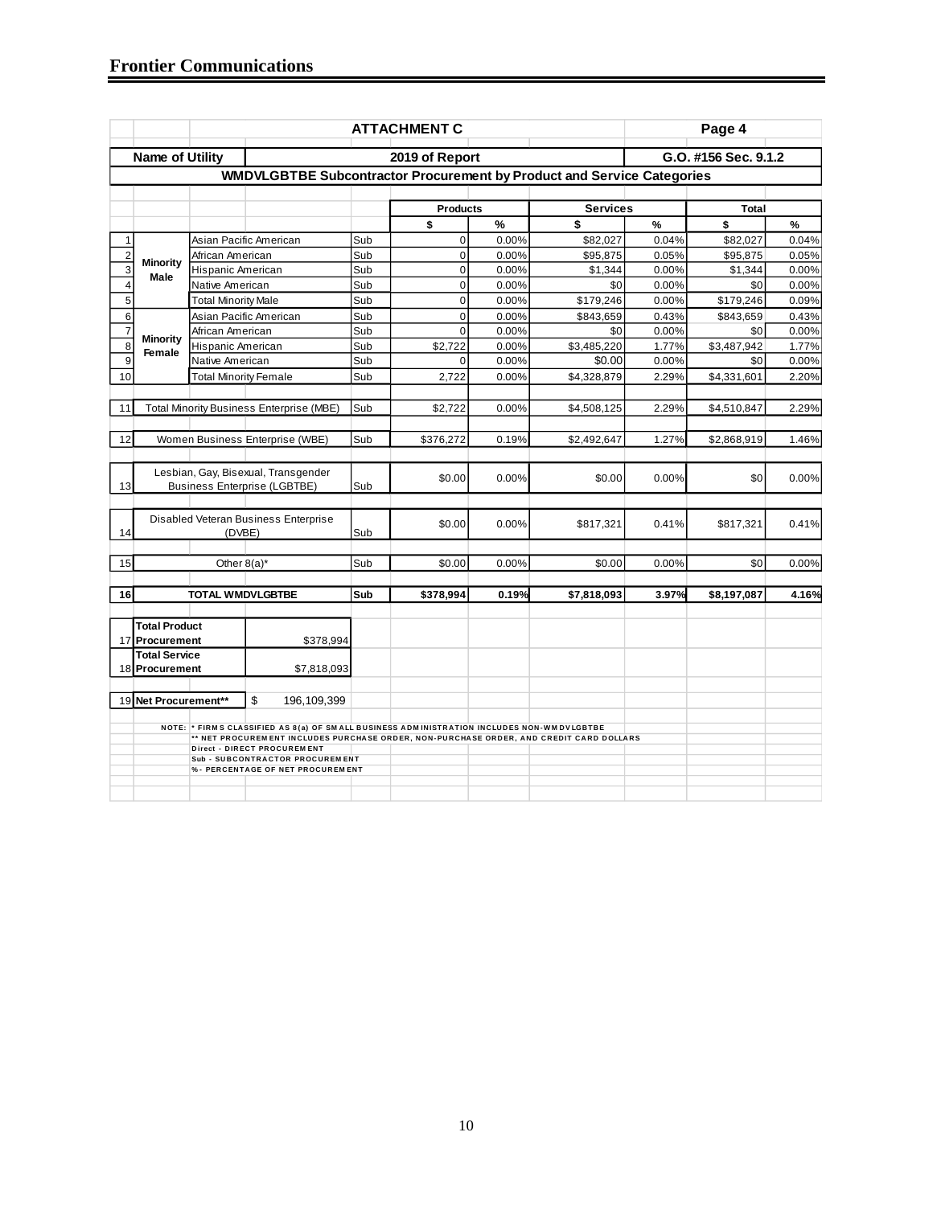**Frontier Communications**

| | | | | **ATTACHMENT C** | | | | **Page 4** | |
|---|---|---|---|---|---|---|---|---|---|
| **Name of Utility** | | | | **2019 of Report** | | | | **G.O. #156 Sec. 9.1.2** | |
| **WMDVLGBTBE Subcontractor Procurement by Product and Service Categories** | | | | | | | | | |
| | | | | **Products** | | **Services** | | **Total** | |
| | | | | **$** | **%** | **$** | **%** | **$** | **%** |
| 1 | **Minority Male** | Asian Pacific American | Sub | 0 | 0.00% | $82,027 | 0.04% | $82,027 | 0.04% |
| 2 | | African American | Sub | 0 | 0.00% | $95,875 | 0.05% | $95,875 | 0.05% |
| 3 | | Hispanic American | Sub | 0 | 0.00% | $1,344 | 0.00% | $1,344 | 0.00% |
| 4 | | Native American | Sub | 0 | 0.00% | $0 | 0.00% | $0 | 0.00% |
| 5 | | Total Minority Male | Sub | 0 | 0.00% | $179,246 | 0.00% | $179,246 | 0.09% |
| 6 | **Minority Female** | Asian Pacific American | Sub | 0 | 0.00% | $843,659 | 0.43% | $843,659 | 0.43% |
| 7 | | African American | Sub | 0 | 0.00% | $0 | 0.00% | $0 | 0.00% |
| 8 | | Hispanic American | Sub | $2,722 | 0.00% | $3,485,220 | 1.77% | $3,487,942 | 1.77% |
| 9 | | Native American | Sub | 0 | 0.00% | $0.00 | 0.00% | $0 | 0.00% |
| 10 | | Total Minority Female | Sub | 2,722 | 0.00% | $4,328,879 | 2.29% | $4,331,601 | 2.20% |
| 11 | Total Minority Business Enterprise (MBE) | | Sub | $2,722 | 0.00% | $4,508,125 | 2.29% | $4,510,847 | 2.29% |
| 12 | Women Business Enterprise (WBE) | | Sub | $376,272 | 0.19% | $2,492,647 | 1.27% | $2,868,919 | 1.46% |
| 13 | Lesbian, Gay, Bisexual, Transgender Business Enterprise (LGBTBE) | | Sub | $0.00 | 0.00% | $0.00 | 0.00% | $0 | 0.00% |
| 14 | Disabled Veteran Business Enterprise (DVBE) | | Sub | $0.00 | 0.00% | $817,321 | 0.41% | $817,321 | 0.41% |
| 15 | Other 8(a)* | | Sub | $0.00 | 0.00% | $0.00 | 0.00% | $0 | 0.00% |
| **16** | **TOTAL WMDVLGBTBE** | | **Sub** | **$378,994** | **0.19%** | **$7,818,093** | **3.97%** | **$8,197,087** | **4.16%** |
| 17 | **Total Product Procurement** | $378,994 | | | | | | | |
| 18 | **Total Service Procurement** | $7,818,093 | | | | | | | |
| 19 | **Net Procurement**** | $ 196,109,399 | | | | | | | |

NOTE: * FIRMS CLASSIFIED AS 8(a) OF SMALL BUSINESS ADMINISTRATION INCLUDES NON-WMDVLGBTBE
** NET PROCUREMENT INCLUDES PURCHASE ORDER, NON-PURCHASE ORDER, AND CREDIT CARD DOLLARS
Direct - DIRECT PROCUREMENT
Sub - SUBCONTRACTOR PROCUREMENT
% - PERCENTAGE OF NET PROCUREMENT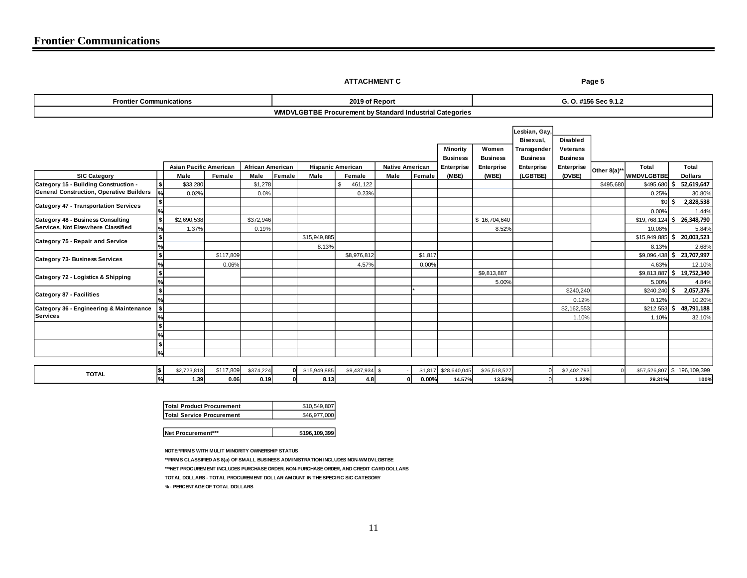# Frontier Communications

**ATTACHMENT C** Page 5

| Frontier Communications | | 2019 of Report | | | | | | | | | | | G. O. #156 Sec 9.1.2 | | | |
|---|---|---|---|---|---|---|---|---|---|---|---|---|---|---|---|---|
| | | WMDVLGBTBE Procurement by Standard Industrial Categories | | | | | | | | | | | | | | |
| SIC Category | | Asian Pacific American Male | Asian Pacific American Female | African American Male | African American Female | Hispanic American Male | Hispanic American Female | Native American Male | Native American Female | Minority Business Enterprise (MBE) | Women Business Enterprise (WBE) | Lesbian, Gay, Bisexual, Transgender Business Enterprise (LGBTBE) | Disabled Veterans Business Enterprise (DVBE) | Other 8(a)** | Total WMDVLGBTBE | Total Dollars |
| Category 15 - Building Construction - General Construction, Operative Builders | $ | $33,280 | | $1,278 | | | $ 461,122 | | | | | | | $495,680 | $495,680 | $ 52,619,647 |
| | % | 0.02% | | 0.0% | | | 0.23% | | | | | | | | 0.25% | 30.80% |
| Category 47 - Transportation Services | $ | | | | | | | | | | | | | | $0 | $ 2,828,538 |
| | % | | | | | | | | | | | | | | 0.00% | 1.44% |
| Category 48 - Business Consulting Services, Not Elsewhere Classified | $ | $2,690,538 | | $372,946 | | | | | | | $ 16,704,640 | | | | $19,768,124 | $ 26,348,790 |
| | % | 1.37% | | 0.19% | | | | | | | 8.52% | | | | 10.08% | 5.84% |
| Category 75 - Repair and Service | $ | | | | | $15,949,885 | | | | | | | | | $15,949,885 | $ 20,003,523 |
| | % | | | | | 8.13% | | | | | | | | | 8.13% | 2.68% |
| Category 73- Business Services | $ | | $117,809 | | | | $8,976,812 | | $1,817 | | | | | | $9,096,438 | $ 23,707,997 |
| | % | | 0.06% | | | | 4.57% | | 0.00% | | | | | | 4.63% | 12.10% |
| Category 72 - Logistics & Shipping | $ | | | | | | | | | | $9,813,887 | | | | $9,813,887 | $ 19,752,340 |
| | % | | | | | | | | | | 5.00% | | | | 5.00% | 4.84% |
| Category 87 - Facilities | $ | | | | | | | | * | | | | $240,240 | | $240,240 | $ 2,057,376 |
| | % | | | | | | | | | | | | 0.12% | | 0.12% | 10.20% |
| Category 36 - Engineering & Maintenance Services | $ | | | | | | | | | | | | $2,162,553 | | $212,553 | $ 48,791,188 |
| | % | | | | | | | | | | | | 1.10% | | 1.10% | 32.10% |
| TOTAL | $ | $2,723,818 | $117,809 | $374,224 | 0 | $15,949,885 | $9,437,934 | $ - | $1,817 | $28,640,045 | $26,518,527 | 0 | $2,402,793 | 0 | $57,526,807 | $ 196,109,399 |
| | % | 1.39 | 0.06 | 0.19 | 0 | 8.13 | 4.8 | 0 | 0.00% | 14.57% | 13.52% | 0 | 1.22% | | 29.31% | 100% |

| | |
|---|---|
| Total Product Procurement | $10,549,807 |
| Total Service Procurement | $46,977,000 |
| Net Procurement*** | $196,109,399 |

NOTE:*FIRMS WITH MULIT MINORITY OWNERSHIP STATUS

**FIRMS CLASSIFIED AS 8(a) OF SMALL BUSINESS ADMINISTRATION INCLUDES NON-WMDVLGBTBE

***NET PROCUREMENT INCLUDES PURCHASE ORDER, NON-PURCHASE ORDER, AND CREDIT CARD DOLLARS

TOTAL DOLLARS - TOTAL PROCUREMENT DOLLAR AMOUNT IN THE SPECIFIC SIC CATEGORY

% - PERCENTAGE OF TOTAL DOLLARS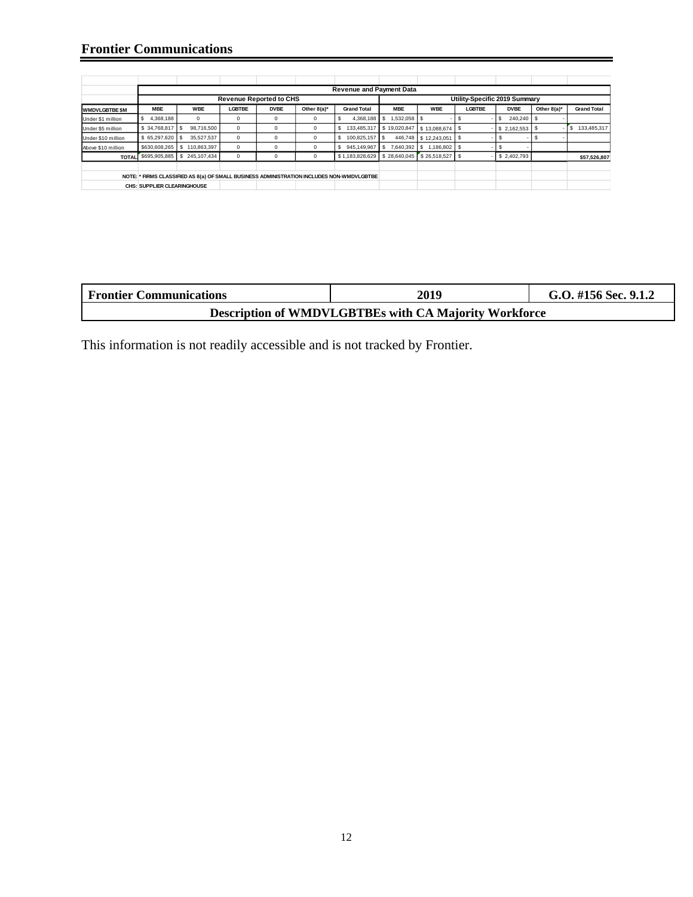## Frontier Communications

| | Revenue and Payment Data | | | | | | | | | | | |
|---|---|---|---|---|---|---|---|---|---|---|---|---|
| | Revenue Reported to CHS | | | | | | Utility-Specific 2019 Summary | | | | | |
| WMDVLGBTBE $M | MBE | WBE | LGBTBE | DVBE | Other 8(a)* | Grand Total | MBE | WBE | LGBTBE | DVBE | Other 8(a)* | Grand Total |
| Under $1 million | $ 4,368,188 | 0 | 0 | 0 | 0 | $ 4,368,188 | $ 1,532,058 | $ - | $ - | $ 240,240 | $ - | |
| Under $5 million | $ 34,768,817 | $ 98,716,500 | 0 | 0 | 0 | $ 133,485,317 | $ 19,020,847 | $ 13,088,674 | $ - | $ 2,162,553 | $ - | $ 133,485,317 |
| Under $10 million | $ 65,297,620 | $ 35,527,537 | 0 | 0 | 0 | $ 100,825,157 | $ 446,748 | $ 12,243,051 | $ - | $ - | $ - | |
| Above $10 million | $630,608,265 | $ 110,863,397 | 0 | 0 | 0 | $ 945,149,967 | $ 7,640,392 | $ 1,186,802 | $ - | $ - | | |
| TOTAL | $695,905,885 | $ 245,107,434 | 0 | 0 | 0 | $ 1,183,828,629 | $ 28,640,045 | $ 26,518,527 | $ - | $ 2,402,793 | | $57,526,807 |

NOTE: * FIRMS CLASSIFIED AS 8(a) OF SMALL BUSINESS ADMINISTRATION INCLUDES NON-WMDVLGBTBE

CHS: SUPPLIER CLEARINGHOUSE

| Frontier Communications | 2019 | G.O. #156 Sec. 9.1.2 |
|---|---|---|
| Description of WMDVLGBTBEs with CA Majority Workforce | | |

This information is not readily accessible and is not tracked by Frontier.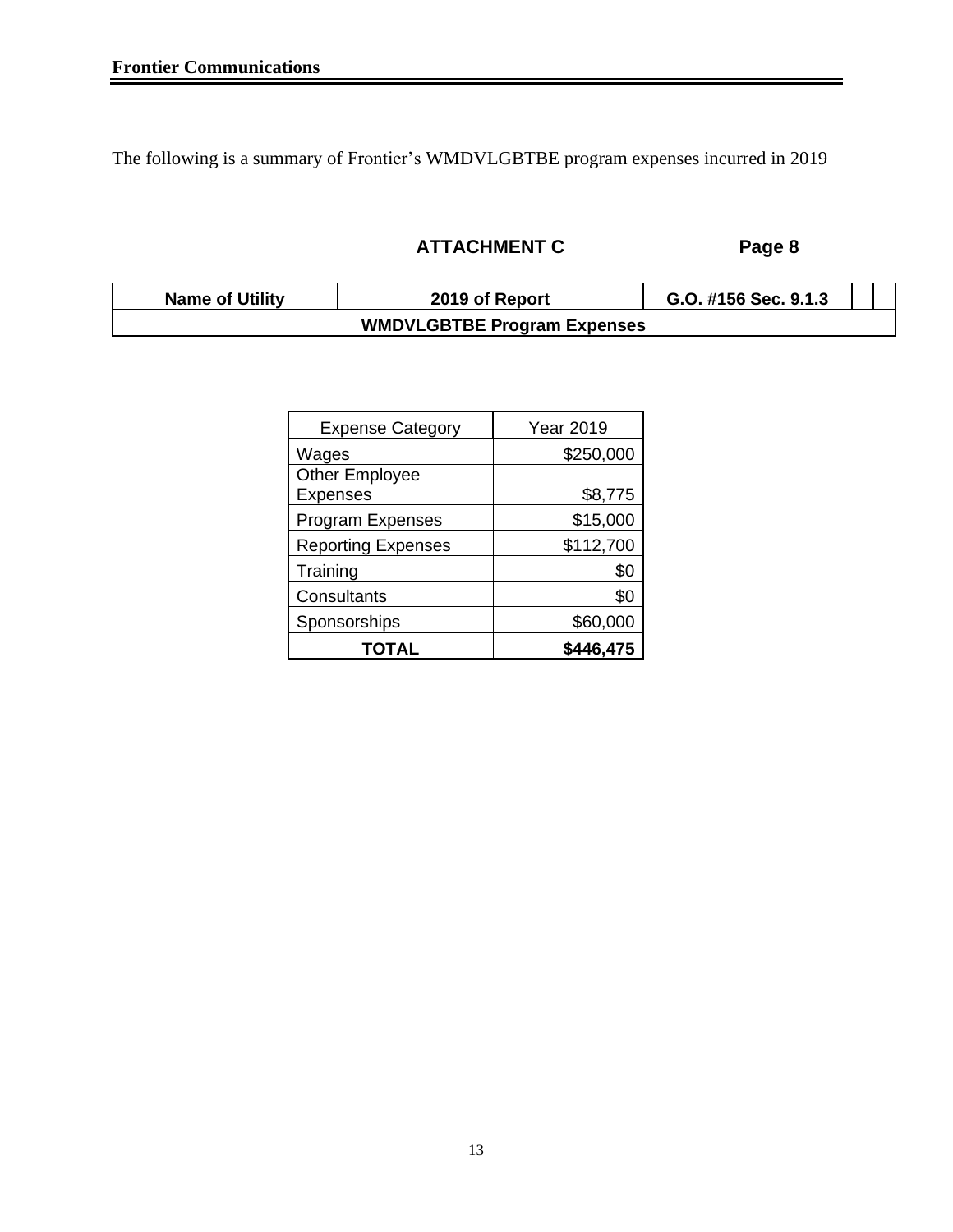The following is a summary of Frontier's WMDVLGBTBE program expenses incurred in 2019

**ATTACHMENT C** **Page 8**

| Name of Utility | 2019 of Report | G.O. #156 Sec. 9.1.3 | | |
|---|---|---|---|---|
| **WMDVLGBTBE Program Expenses** | | | | |

| Expense Category | Year 2019 |
|---|---|
| Wages | $250,000 |
| Other Employee Expenses | $8,775 |
| Program Expenses | $15,000 |
| Reporting Expenses | $112,700 |
| Training | $0 |
| Consultants | $0 |
| Sponsorships | $60,000 |
| **TOTAL** | **$446,475** |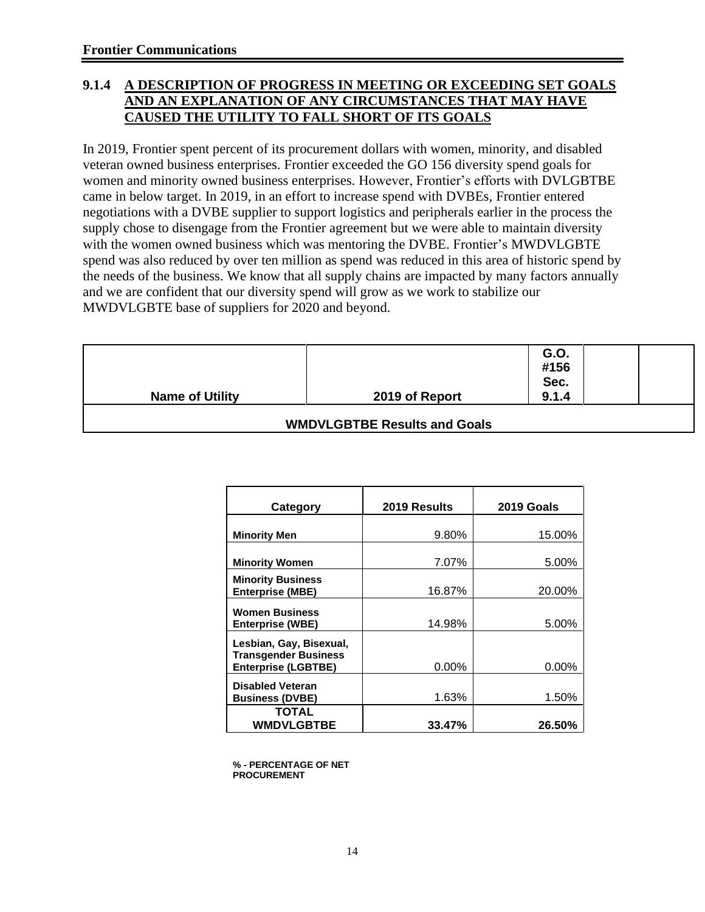**Frontier Communications**

## 9.1.4 A DESCRIPTION OF PROGRESS IN MEETING OR EXCEEDING SET GOALS AND AN EXPLANATION OF ANY CIRCUMSTANCES THAT MAY HAVE CAUSED THE UTILITY TO FALL SHORT OF ITS GOALS

In 2019, Frontier spent percent of its procurement dollars with women, minority, and disabled veteran owned business enterprises. Frontier exceeded the GO 156 diversity spend goals for women and minority owned business enterprises. However, Frontier's efforts with DVLGBTBE came in below target. In 2019, in an effort to increase spend with DVBEs, Frontier entered negotiations with a DVBE supplier to support logistics and peripherals earlier in the process the supply chose to disengage from the Frontier agreement but we were able to maintain diversity with the women owned business which was mentoring the DVBE. Frontier's MWDVLGBTE spend was also reduced by over ten million as spend was reduced in this area of historic spend by the needs of the business. We know that all supply chains are impacted by many factors annually and we are confident that our diversity spend will grow as we work to stabilize our MWDVLGBTE base of suppliers for 2020 and beyond.

| Name of Utility | 2019 of Report | G.O. #156 Sec. 9.1.4 | | |
|---|---|---|---|---|
| **WMDVLGBTBE Results and Goals** | | | | |

| Category | 2019 Results | 2019 Goals |
|---|---|---|
| **Minority Men** | 9.80% | 15.00% |
| **Minority Women** | 7.07% | 5.00% |
| **Minority Business Enterprise (MBE)** | 16.87% | 20.00% |
| **Women Business Enterprise (WBE)** | 14.98% | 5.00% |
| **Lesbian, Gay, Bisexual, Transgender Business Enterprise (LGBTBE)** | 0.00% | 0.00% |
| **Disabled Veteran Business (DVBE)** | 1.63% | 1.50% |
| **TOTAL WMDVLGBTBE** | **33.47%** | **26.50%** |

**% - PERCENTAGE OF NET PROCUREMENT**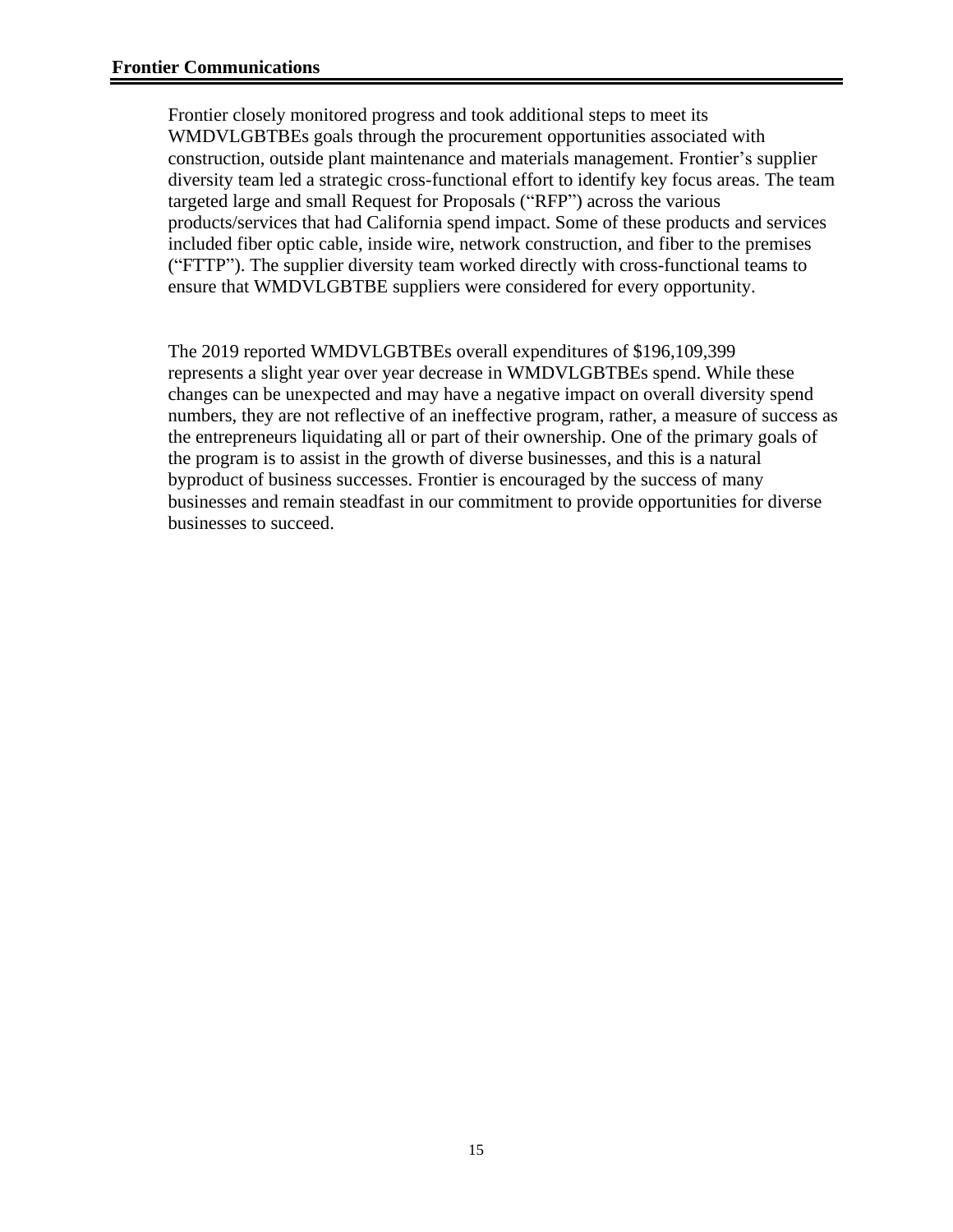Frontier closely monitored progress and took additional steps to meet its WMDVLGBTBEs goals through the procurement opportunities associated with construction, outside plant maintenance and materials management. Frontier's supplier diversity team led a strategic cross-functional effort to identify key focus areas. The team targeted large and small Request for Proposals ("RFP") across the various products/services that had California spend impact. Some of these products and services included fiber optic cable, inside wire, network construction, and fiber to the premises ("FTTP"). The supplier diversity team worked directly with cross-functional teams to ensure that WMDVLGBTBE suppliers were considered for every opportunity.

The 2019 reported WMDVLGBTBEs overall expenditures of $196,109,399 represents a slight year over year decrease in WMDVLGBTBEs spend. While these changes can be unexpected and may have a negative impact on overall diversity spend numbers, they are not reflective of an ineffective program, rather, a measure of success as the entrepreneurs liquidating all or part of their ownership. One of the primary goals of the program is to assist in the growth of diverse businesses, and this is a natural byproduct of business successes. Frontier is encouraged by the success of many businesses and remain steadfast in our commitment to provide opportunities for diverse businesses to succeed.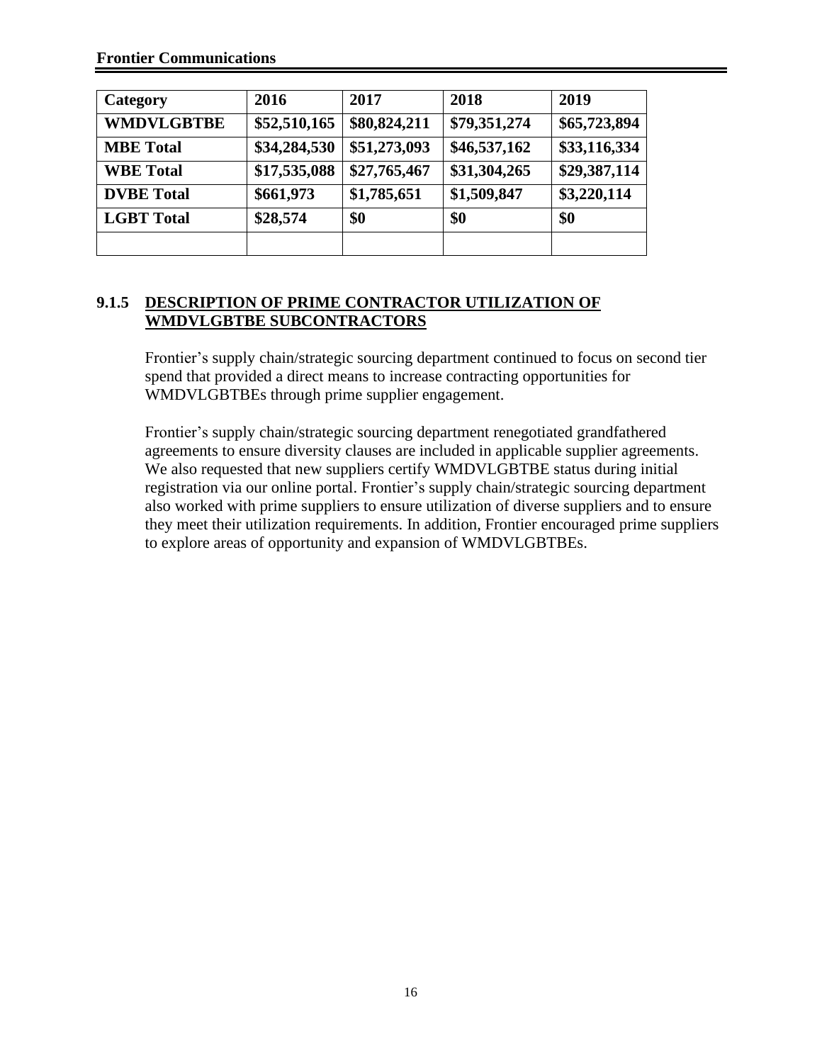**Frontier Communications**

| Category | 2016 | 2017 | 2018 | 2019 |
|---|---|---|---|---|
| WMDVLGBTBE | \$52,510,165 | \$80,824,211 | \$79,351,274 | \$65,723,894 |
| MBE Total | \$34,284,530 | \$51,273,093 | \$46,537,162 | \$33,116,334 |
| WBE Total | \$17,535,088 | \$27,765,467 | \$31,304,265 | \$29,387,114 |
| DVBE Total | \$661,973 | \$1,785,651 | \$1,509,847 | \$3,220,114 |
| LGBT Total | \$28,574 | \$0 | \$0 | \$0 |
| | | | | |

### 9.1.5 DESCRIPTION OF PRIME CONTRACTOR UTILIZATION OF WMDVLGBTBE SUBCONTRACTORS

Frontier's supply chain/strategic sourcing department continued to focus on second tier spend that provided a direct means to increase contracting opportunities for WMDVLGBTBEs through prime supplier engagement.

Frontier's supply chain/strategic sourcing department renegotiated grandfathered agreements to ensure diversity clauses are included in applicable supplier agreements. We also requested that new suppliers certify WMDVLGBTBE status during initial registration via our online portal. Frontier's supply chain/strategic sourcing department also worked with prime suppliers to ensure utilization of diverse suppliers and to ensure they meet their utilization requirements. In addition, Frontier encouraged prime suppliers to explore areas of opportunity and expansion of WMDVLGBTBEs.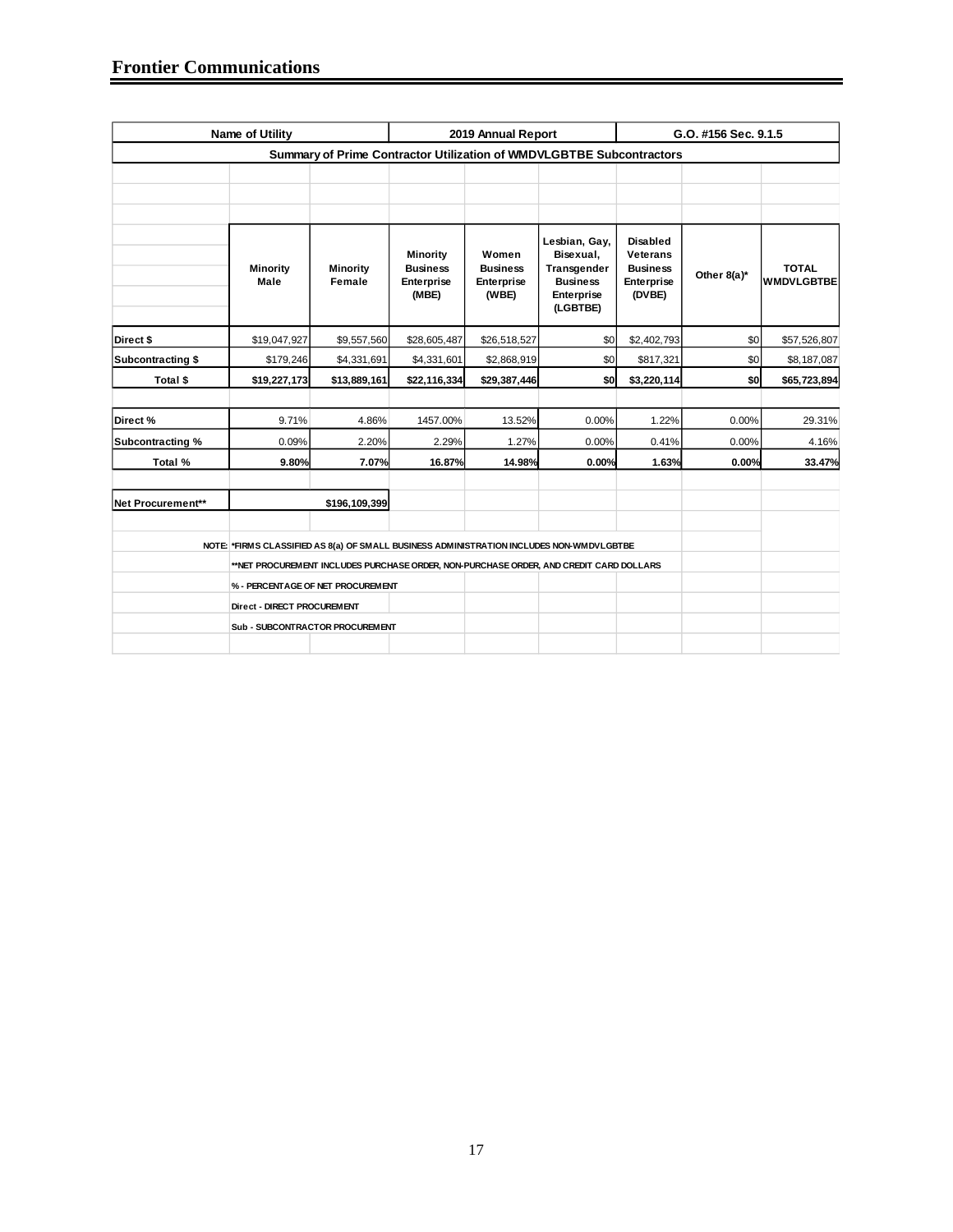# Frontier Communications

| Name of Utility | | | 2019 Annual Report | | | G.O. #156 Sec. 9.1.5 | | |
|---|---|---|---|---|---|---|---|---|
| **Summary of Prime Contractor Utilization of WMDVLGBTBE Subcontractors** | | | | | | | | |
| | **Minority Male** | **Minority Female** | **Minority Business Enterprise (MBE)** | **Women Business Enterprise (WBE)** | **Lesbian, Gay, Bisexual, Transgender Business Enterprise (LGBTBE)** | **Disabled Veterans Business Enterprise (DVBE)** | **Other 8(a)*** | **TOTAL WMDVLGBTBE** |
| **Direct $** | $19,047,927 | $9,557,560 | $28,605,487 | $26,518,527 | $0 | $2,402,793 | $0 | $57,526,807 |
| **Subcontracting $** | $179,246 | $4,331,691 | $4,331,601 | $2,868,919 | $0 | $817,321 | $0 | $8,187,087 |
| **Total $** | **$19,227,173** | **$13,889,161** | **$22,116,334** | **$29,387,446** | **$0** | **$3,220,114** | **$0** | **$65,723,894** |
| | | | | | | | | |
| **Direct %** | 9.71% | 4.86% | 1457.00% | 13.52% | 0.00% | 1.22% | 0.00% | 29.31% |
| **Subcontracting %** | 0.09% | 2.20% | 2.29% | 1.27% | 0.00% | 0.41% | 0.00% | 4.16% |
| **Total %** | **9.80%** | **7.07%** | **16.87%** | **14.98%** | **0.00%** | **1.63%** | **0.00%** | **33.47%** |
| | | | | | | | | |
| **Net Procurement**** | | **$196,109,399** | | | | | | |

NOTE: *FIRMS CLASSIFIED AS 8(a) OF SMALL BUSINESS ADMINISTRATION INCLUDES NON-WMDVLGBTBE

**NET PROCUREMENT INCLUDES PURCHASE ORDER, NON-PURCHASE ORDER, AND CREDIT CARD DOLLARS

% - PERCENTAGE OF NET PROCUREMENT

Direct - DIRECT PROCUREMENT

Sub - SUBCONTRACTOR PROCUREMENT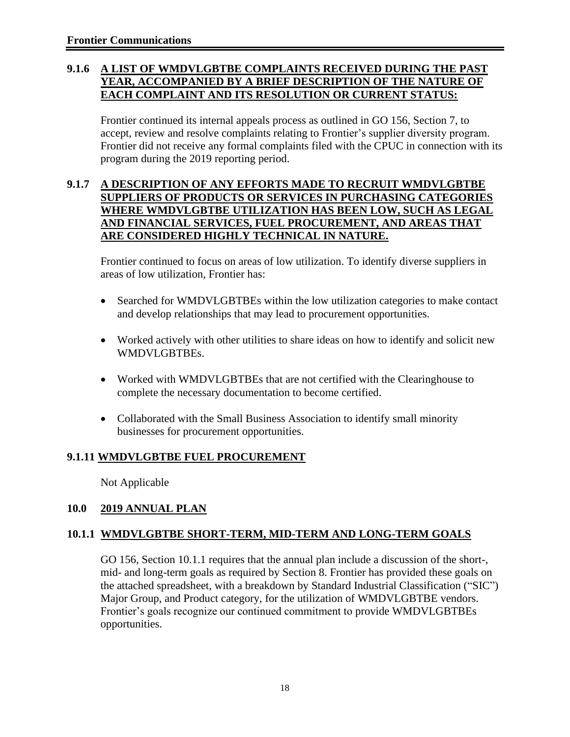### 9.1.6 A LIST OF WMDVLGBTBE COMPLAINTS RECEIVED DURING THE PAST YEAR, ACCOMPANIED BY A BRIEF DESCRIPTION OF THE NATURE OF EACH COMPLAINT AND ITS RESOLUTION OR CURRENT STATUS:

Frontier continued its internal appeals process as outlined in GO 156, Section 7, to accept, review and resolve complaints relating to Frontier's supplier diversity program. Frontier did not receive any formal complaints filed with the CPUC in connection with its program during the 2019 reporting period.

### 9.1.7 A DESCRIPTION OF ANY EFFORTS MADE TO RECRUIT WMDVLGBTBE SUPPLIERS OF PRODUCTS OR SERVICES IN PURCHASING CATEGORIES WHERE WMDVLGBTBE UTILIZATION HAS BEEN LOW, SUCH AS LEGAL AND FINANCIAL SERVICES, FUEL PROCUREMENT, AND AREAS THAT ARE CONSIDERED HIGHLY TECHNICAL IN NATURE.

Frontier continued to focus on areas of low utilization. To identify diverse suppliers in areas of low utilization, Frontier has:

- Searched for WMDVLGBTBEs within the low utilization categories to make contact and develop relationships that may lead to procurement opportunities.
- Worked actively with other utilities to share ideas on how to identify and solicit new WMDVLGBTBEs.
- Worked with WMDVLGBTBEs that are not certified with the Clearinghouse to complete the necessary documentation to become certified.
- Collaborated with the Small Business Association to identify small minority businesses for procurement opportunities.

### 9.1.11 WMDVLGBTBE FUEL PROCUREMENT

Not Applicable

## 10.0 2019 ANNUAL PLAN

### 10.1.1 WMDVLGBTBE SHORT-TERM, MID-TERM AND LONG-TERM GOALS

GO 156, Section 10.1.1 requires that the annual plan include a discussion of the short-, mid- and long-term goals as required by Section 8. Frontier has provided these goals on the attached spreadsheet, with a breakdown by Standard Industrial Classification ("SIC") Major Group, and Product category, for the utilization of WMDVLGBTBE vendors. Frontier's goals recognize our continued commitment to provide WMDVLGBTBEs opportunities.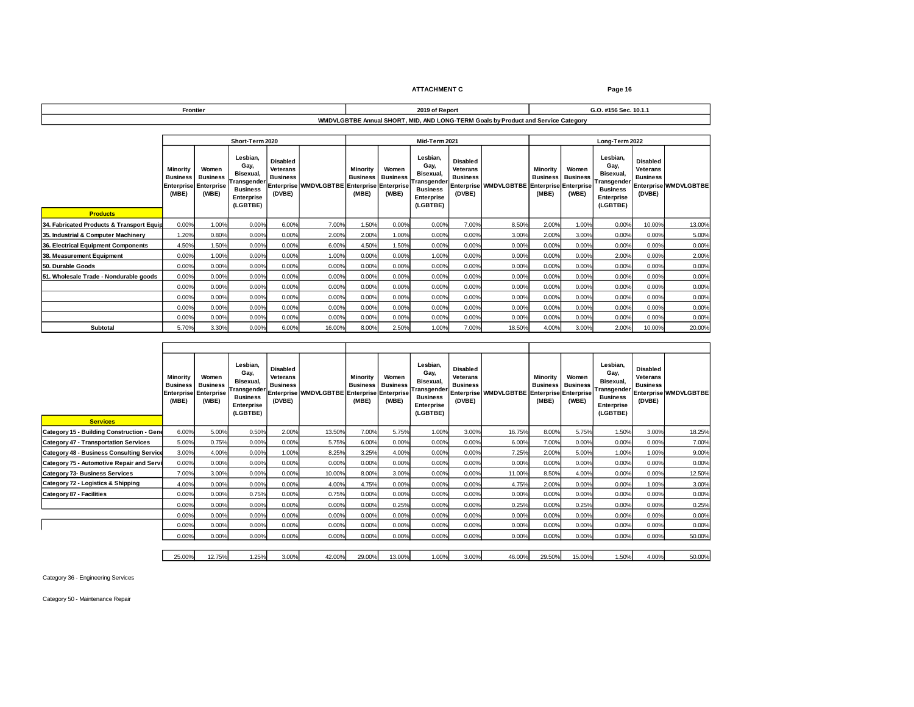**ATTACHMENT C**

| Frontier | 2019 of Report | G.O. #156 Sec. 10.1.1 |
|---|---|---|

**WMDVLGBTBE Annual SHORT, MID, AND LONG-TERM Goals by Product and Service Category**

| | Short-Term 2020 | | | | | Mid-Term 2021 | | | | | Long-Term 2022 | | | | |
|---|---|---|---|---|---|---|---|---|---|---|---|---|---|---|---|
| **Products** | Minority Business Enterprise (MBE) | Women Business Enterprise (WBE) | Lesbian, Gay, Bisexual, Transgender Business Enterprise (LGBTBE) | Disabled Veterans Business Enterprise (DVBE) | WMDVLGBTBE | Minority Business Enterprise (MBE) | Women Business Enterprise (WBE) | Lesbian, Gay, Bisexual, Transgender Business Enterprise (LGBTBE) | Disabled Veterans Business Enterprise (DVBE) | WMDVLGBTBE | Minority Business Enterprise (MBE) | Women Business Enterprise (WBE) | Lesbian, Gay, Bisexual, Transgender Business Enterprise (LGBTBE) | Disabled Veterans Business Enterprise (DVBE) | WMDVLGBTBE |
| 34. Fabricated Products & Transport Equip | 0.00% | 1.00% | 0.00% | 6.00% | 7.00% | 1.50% | 0.00% | 0.00% | 7.00% | 8.50% | 2.00% | 1.00% | 0.00% | 10.00% | 13.00% |
| 35. Industrial & Computer Machinery | 1.20% | 0.80% | 0.00% | 0.00% | 2.00% | 2.00% | 1.00% | 0.00% | 0.00% | 3.00% | 2.00% | 3.00% | 0.00% | 0.00% | 5.00% |
| 36. Electrical Equipment Components | 4.50% | 1.50% | 0.00% | 0.00% | 6.00% | 4.50% | 1.50% | 0.00% | 0.00% | 0.00% | 0.00% | 0.00% | 0.00% | 0.00% | 0.00% |
| 38. Measurement Equipment | 0.00% | 1.00% | 0.00% | 0.00% | 1.00% | 0.00% | 0.00% | 1.00% | 0.00% | 0.00% | 0.00% | 0.00% | 2.00% | 0.00% | 2.00% |
| 50. Durable Goods | 0.00% | 0.00% | 0.00% | 0.00% | 0.00% | 0.00% | 0.00% | 0.00% | 0.00% | 0.00% | 0.00% | 0.00% | 0.00% | 0.00% | 0.00% |
| 51. Wholesale Trade - Nondurable goods | 0.00% | 0.00% | 0.00% | 0.00% | 0.00% | 0.00% | 0.00% | 0.00% | 0.00% | 0.00% | 0.00% | 0.00% | 0.00% | 0.00% | 0.00% |
| | 0.00% | 0.00% | 0.00% | 0.00% | 0.00% | 0.00% | 0.00% | 0.00% | 0.00% | 0.00% | 0.00% | 0.00% | 0.00% | 0.00% | 0.00% |
| | 0.00% | 0.00% | 0.00% | 0.00% | 0.00% | 0.00% | 0.00% | 0.00% | 0.00% | 0.00% | 0.00% | 0.00% | 0.00% | 0.00% | 0.00% |
| | 0.00% | 0.00% | 0.00% | 0.00% | 0.00% | 0.00% | 0.00% | 0.00% | 0.00% | 0.00% | 0.00% | 0.00% | 0.00% | 0.00% | 0.00% |
| | 0.00% | 0.00% | 0.00% | 0.00% | 0.00% | 0.00% | 0.00% | 0.00% | 0.00% | 0.00% | 0.00% | 0.00% | 0.00% | 0.00% | 0.00% |
| **Subtotal** | 5.70% | 3.30% | 0.00% | 6.00% | 16.00% | 8.00% | 2.50% | 1.00% | 7.00% | 18.50% | 4.00% | 3.00% | 2.00% | 10.00% | 20.00% |

| **Services** | Minority Business Enterprise (MBE) | Women Business Enterprise (WBE) | Lesbian, Gay, Bisexual, Transgender Business Enterprise (LGBTBE) | Disabled Veterans Business Enterprise (DVBE) | WMDVLGBTBE | Minority Business Enterprise (MBE) | Women Business Enterprise (WBE) | Lesbian, Gay, Bisexual, Transgender Business Enterprise (LGBTBE) | Disabled Veterans Business Enterprise (DVBE) | WMDVLGBTBE | Minority Business Enterprise (MBE) | Women Business Enterprise (WBE) | Lesbian, Gay, Bisexual, Transgender Business Enterprise (LGBTBE) | Disabled Veterans Business Enterprise (DVBE) | WMDVLGBTBE |
|---|---|---|---|---|---|---|---|---|---|---|---|---|---|---|---|
| Category 15 - Building Construction - Gene | 6.00% | 5.00% | 0.50% | 2.00% | 13.50% | 7.00% | 5.75% | 1.00% | 3.00% | 16.75% | 8.00% | 5.75% | 1.50% | 3.00% | 18.25% |
| Category 47 - Transportation Services | 5.00% | 0.75% | 0.00% | 0.00% | 5.75% | 6.00% | 0.00% | 0.00% | 0.00% | 6.00% | 7.00% | 0.00% | 0.00% | 0.00% | 7.00% |
| Category 48 - Business Consulting Service | 3.00% | 4.00% | 0.00% | 1.00% | 8.25% | 3.25% | 4.00% | 0.00% | 0.00% | 7.25% | 2.00% | 5.00% | 1.00% | 1.00% | 9.00% |
| Category 75 - Automotive Repair and Servi | 0.00% | 0.00% | 0.00% | 0.00% | 0.00% | 0.00% | 0.00% | 0.00% | 0.00% | 0.00% | 0.00% | 0.00% | 0.00% | 0.00% | 0.00% |
| Category 73- Business Services | 7.00% | 3.00% | 0.00% | 0.00% | 10.00% | 8.00% | 3.00% | 0.00% | 0.00% | 11.00% | 8.50% | 4.00% | 0.00% | 0.00% | 12.50% |
| Category 72 - Logistics & Shipping | 4.00% | 0.00% | 0.00% | 0.00% | 4.00% | 4.75% | 0.00% | 0.00% | 0.00% | 4.75% | 2.00% | 0.00% | 0.00% | 1.00% | 3.00% |
| Category 87 - Facilities | 0.00% | 0.00% | 0.75% | 0.00% | 0.75% | 0.00% | 0.00% | 0.00% | 0.00% | 0.00% | 0.00% | 0.00% | 0.00% | 0.00% | 0.00% |
| | 0.00% | 0.00% | 0.00% | 0.00% | 0.00% | 0.00% | 0.25% | 0.00% | 0.00% | 0.25% | 0.00% | 0.25% | 0.00% | 0.00% | 0.25% |
| | 0.00% | 0.00% | 0.00% | 0.00% | 0.00% | 0.00% | 0.00% | 0.00% | 0.00% | 0.00% | 0.00% | 0.00% | 0.00% | 0.00% | 0.00% |
| | 0.00% | 0.00% | 0.00% | 0.00% | 0.00% | 0.00% | 0.00% | 0.00% | 0.00% | 0.00% | 0.00% | 0.00% | 0.00% | 0.00% | 0.00% |
| | 0.00% | 0.00% | 0.00% | 0.00% | 0.00% | 0.00% | 0.00% | 0.00% | 0.00% | 0.00% | 0.00% | 0.00% | 0.00% | 0.00% | 50.00% |
| | 25.00% | 12.75% | 1.25% | 3.00% | 42.00% | 29.00% | 13.00% | 1.00% | 3.00% | 46.00% | 29.50% | 15.00% | 1.50% | 4.00% | 50.00% |

Category 36 - Engineering Services

Category 50 - Maintenance Repair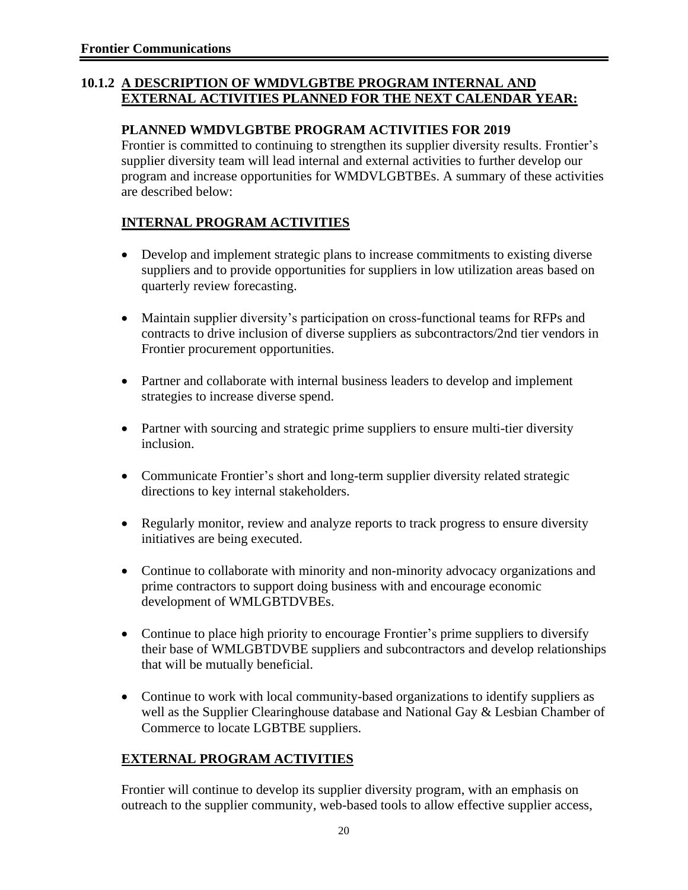## 10.1.2 A DESCRIPTION OF WMDVLGBTBE PROGRAM INTERNAL AND EXTERNAL ACTIVITIES PLANNED FOR THE NEXT CALENDAR YEAR:

### PLANNED WMDVLGBTBE PROGRAM ACTIVITIES FOR 2019

Frontier is committed to continuing to strengthen its supplier diversity results. Frontier's supplier diversity team will lead internal and external activities to further develop our program and increase opportunities for WMDVLGBTBEs. A summary of these activities are described below:

### INTERNAL PROGRAM ACTIVITIES

- Develop and implement strategic plans to increase commitments to existing diverse suppliers and to provide opportunities for suppliers in low utilization areas based on quarterly review forecasting.
- Maintain supplier diversity's participation on cross-functional teams for RFPs and contracts to drive inclusion of diverse suppliers as subcontractors/2nd tier vendors in Frontier procurement opportunities.
- Partner and collaborate with internal business leaders to develop and implement strategies to increase diverse spend.
- Partner with sourcing and strategic prime suppliers to ensure multi-tier diversity inclusion.
- Communicate Frontier's short and long-term supplier diversity related strategic directions to key internal stakeholders.
- Regularly monitor, review and analyze reports to track progress to ensure diversity initiatives are being executed.
- Continue to collaborate with minority and non-minority advocacy organizations and prime contractors to support doing business with and encourage economic development of WMLGBTDVBEs.
- Continue to place high priority to encourage Frontier's prime suppliers to diversify their base of WMLGBTDVBE suppliers and subcontractors and develop relationships that will be mutually beneficial.
- Continue to work with local community-based organizations to identify suppliers as well as the Supplier Clearinghouse database and National Gay & Lesbian Chamber of Commerce to locate LGBTBE suppliers.

### EXTERNAL PROGRAM ACTIVITIES

Frontier will continue to develop its supplier diversity program, with an emphasis on outreach to the supplier community, web-based tools to allow effective supplier access,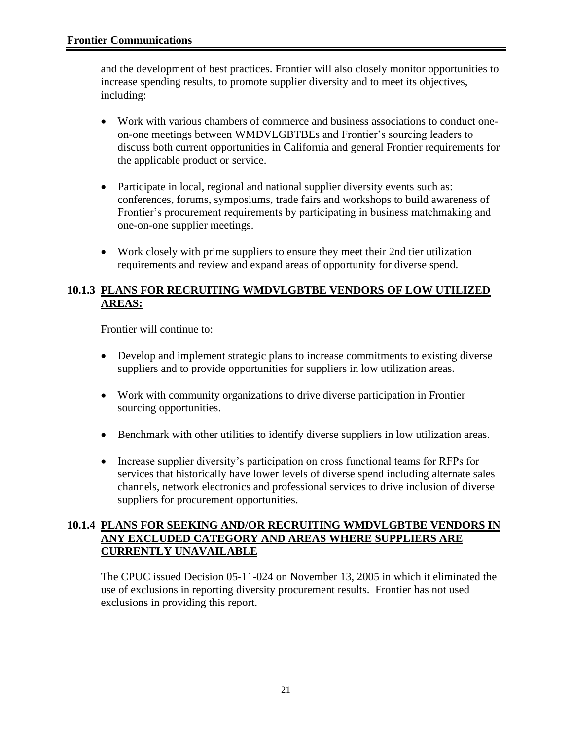and the development of best practices. Frontier will also closely monitor opportunities to increase spending results, to promote supplier diversity and to meet its objectives, including:

- Work with various chambers of commerce and business associations to conduct one-on-one meetings between WMDVLGBTBEs and Frontier's sourcing leaders to discuss both current opportunities in California and general Frontier requirements for the applicable product or service.
- Participate in local, regional and national supplier diversity events such as: conferences, forums, symposiums, trade fairs and workshops to build awareness of Frontier's procurement requirements by participating in business matchmaking and one-on-one supplier meetings.
- Work closely with prime suppliers to ensure they meet their 2nd tier utilization requirements and review and expand areas of opportunity for diverse spend.

### 10.1.3 PLANS FOR RECRUITING WMDVLGBTBE VENDORS OF LOW UTILIZED AREAS:

Frontier will continue to:

- Develop and implement strategic plans to increase commitments to existing diverse suppliers and to provide opportunities for suppliers in low utilization areas.
- Work with community organizations to drive diverse participation in Frontier sourcing opportunities.
- Benchmark with other utilities to identify diverse suppliers in low utilization areas.
- Increase supplier diversity's participation on cross functional teams for RFPs for services that historically have lower levels of diverse spend including alternate sales channels, network electronics and professional services to drive inclusion of diverse suppliers for procurement opportunities.

### 10.1.4 PLANS FOR SEEKING AND/OR RECRUITING WMDVLGBTBE VENDORS IN ANY EXCLUDED CATEGORY AND AREAS WHERE SUPPLIERS ARE CURRENTLY UNAVAILABLE

The CPUC issued Decision 05-11-024 on November 13, 2005 in which it eliminated the use of exclusions in reporting diversity procurement results. Frontier has not used exclusions in providing this report.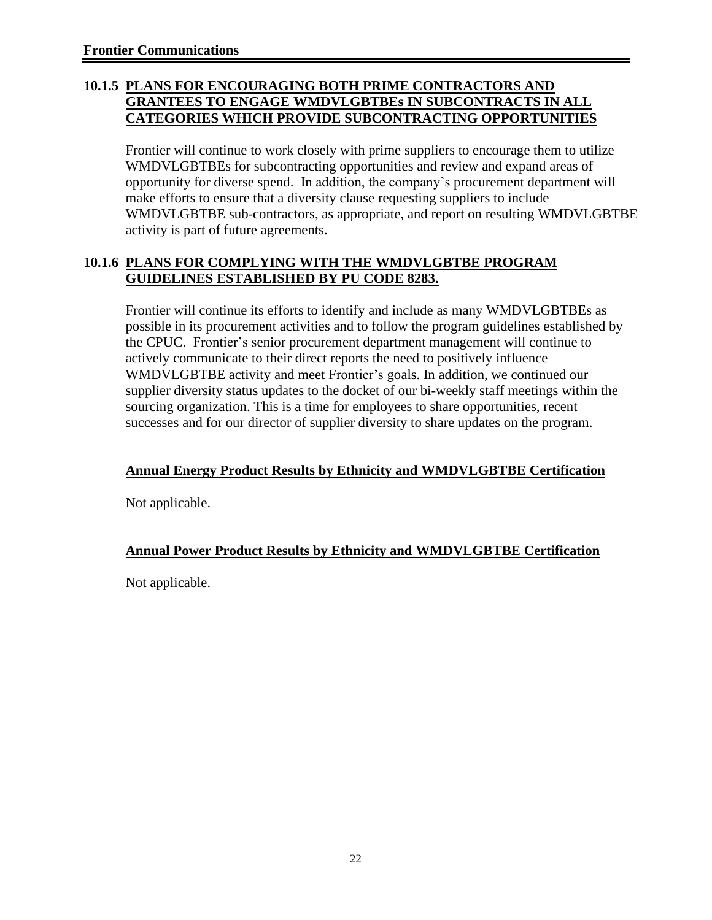### 10.1.5 PLANS FOR ENCOURAGING BOTH PRIME CONTRACTORS AND GRANTEES TO ENGAGE WMDVLGBTBEs IN SUBCONTRACTS IN ALL CATEGORIES WHICH PROVIDE SUBCONTRACTING OPPORTUNITIES

Frontier will continue to work closely with prime suppliers to encourage them to utilize WMDVLGBTBEs for subcontracting opportunities and review and expand areas of opportunity for diverse spend. In addition, the company's procurement department will make efforts to ensure that a diversity clause requesting suppliers to include WMDVLGBTBE sub-contractors, as appropriate, and report on resulting WMDVLGBTBE activity is part of future agreements.

### 10.1.6 PLANS FOR COMPLYING WITH THE WMDVLGBTBE PROGRAM GUIDELINES ESTABLISHED BY PU CODE 8283.

Frontier will continue its efforts to identify and include as many WMDVLGBTBEs as possible in its procurement activities and to follow the program guidelines established by the CPUC. Frontier's senior procurement department management will continue to actively communicate to their direct reports the need to positively influence WMDVLGBTBE activity and meet Frontier's goals. In addition, we continued our supplier diversity status updates to the docket of our bi-weekly staff meetings within the sourcing organization. This is a time for employees to share opportunities, recent successes and for our director of supplier diversity to share updates on the program.

**Annual Energy Product Results by Ethnicity and WMDVLGBTBE Certification**

Not applicable.

**Annual Power Product Results by Ethnicity and WMDVLGBTBE Certification**

Not applicable.